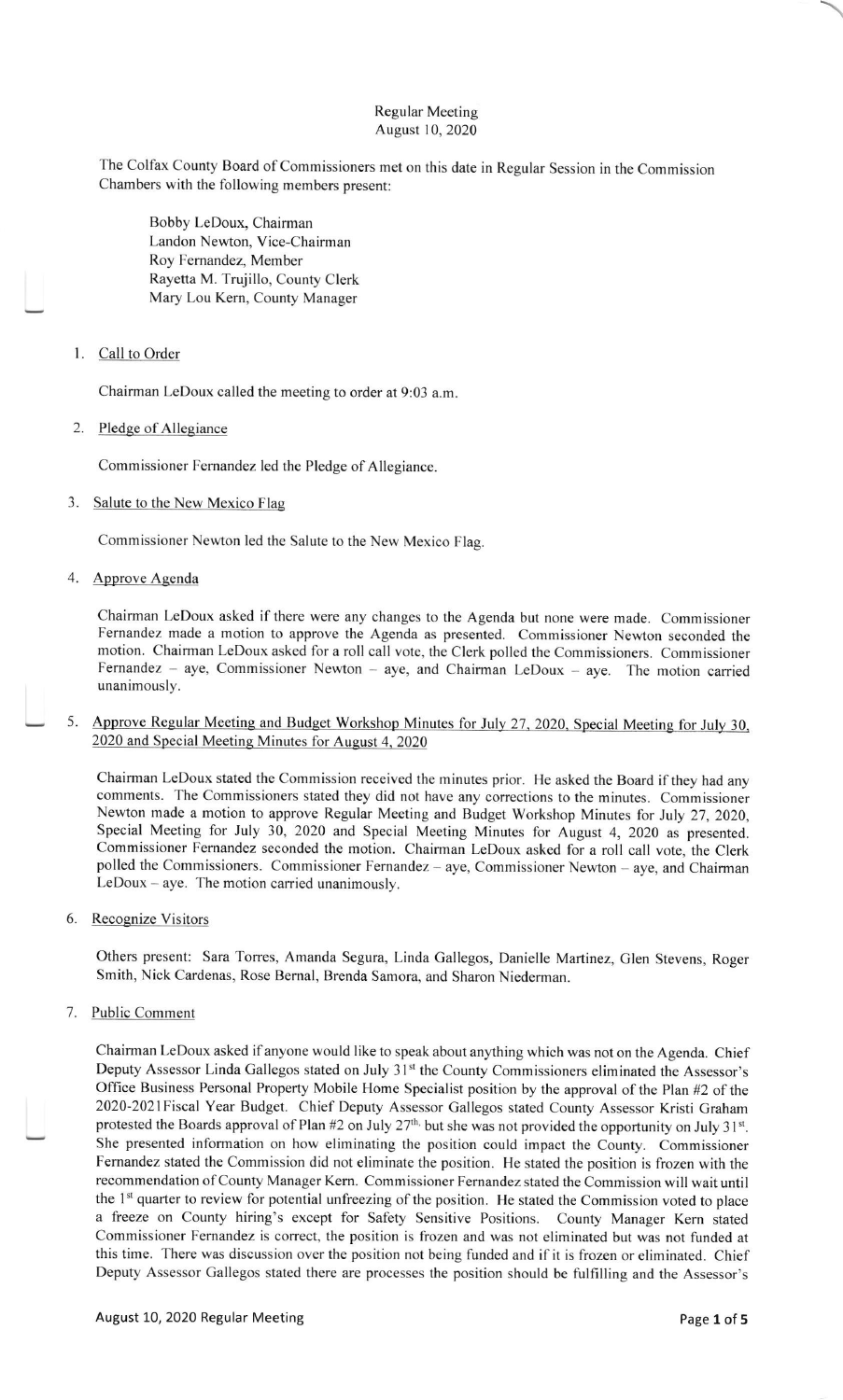Regular Meeting
August 10, 2020

The Colfax County Board of Commissioners met on this date in Regular Session in the Commission Chambers with the following members present:

Bobby LeDoux, Chairman
Landon Newton, Vice-Chairman
Roy Fernandez, Member
Rayetta M. Trujillo, County Clerk
Mary Lou Kern, County Manager

1. Call to Order

   Chairman LeDoux called the meeting to order at 9:03 a.m.

2. Pledge of Allegiance

   Commissioner Fernandez led the Pledge of Allegiance.

3. Salute to the New Mexico Flag

   Commissioner Newton led the Salute to the New Mexico Flag.

4. Approve Agenda

   Chairman LeDoux asked if there were any changes to the Agenda but none were made. Commissioner Fernandez made a motion to approve the Agenda as presented. Commissioner Newton seconded the motion. Chairman LeDoux asked for a roll call vote, the Clerk polled the Commissioners. Commissioner Fernandez – aye, Commissioner Newton – aye, and Chairman LeDoux – aye. The motion carried unanimously.

5. Approve Regular Meeting and Budget Workshop Minutes for July 27, 2020, Special Meeting for July 30, 2020 and Special Meeting Minutes for August 4, 2020

   Chairman LeDoux stated the Commission received the minutes prior. He asked the Board if they had any comments. The Commissioners stated they did not have any corrections to the minutes. Commissioner Newton made a motion to approve Regular Meeting and Budget Workshop Minutes for July 27, 2020, Special Meeting for July 30, 2020 and Special Meeting Minutes for August 4, 2020 as presented. Commissioner Fernandez seconded the motion. Chairman LeDoux asked for a roll call vote, the Clerk polled the Commissioners. Commissioner Fernandez – aye, Commissioner Newton – aye, and Chairman LeDoux – aye. The motion carried unanimously.

6. Recognize Visitors

   Others present: Sara Torres, Amanda Segura, Linda Gallegos, Danielle Martinez, Glen Stevens, Roger Smith, Nick Cardenas, Rose Bernal, Brenda Samora, and Sharon Niederman.

7. Public Comment

   Chairman LeDoux asked if anyone would like to speak about anything which was not on the Agenda. Chief Deputy Assessor Linda Gallegos stated on July 31st the County Commissioners eliminated the Assessor's Office Business Personal Property Mobile Home Specialist position by the approval of the Plan #2 of the 2020-2021Fiscal Year Budget. Chief Deputy Assessor Gallegos stated County Assessor Kristi Graham protested the Boards approval of Plan #2 on July 27th, but she was not provided the opportunity on July 31st. She presented information on how eliminating the position could impact the County. Commissioner Fernandez stated the Commission did not eliminate the position. He stated the position is frozen with the recommendation of County Manager Kern. Commissioner Fernandez stated the Commission will wait until the 1st quarter to review for potential unfreezing of the position. He stated the Commission voted to place a freeze on County hiring's except for Safety Sensitive Positions. County Manager Kern stated Commissioner Fernandez is correct, the position is frozen and was not eliminated but was not funded at this time. There was discussion over the position not being funded and if it is frozen or eliminated. Chief Deputy Assessor Gallegos stated there are processes the position should be fulfilling and the Assessor's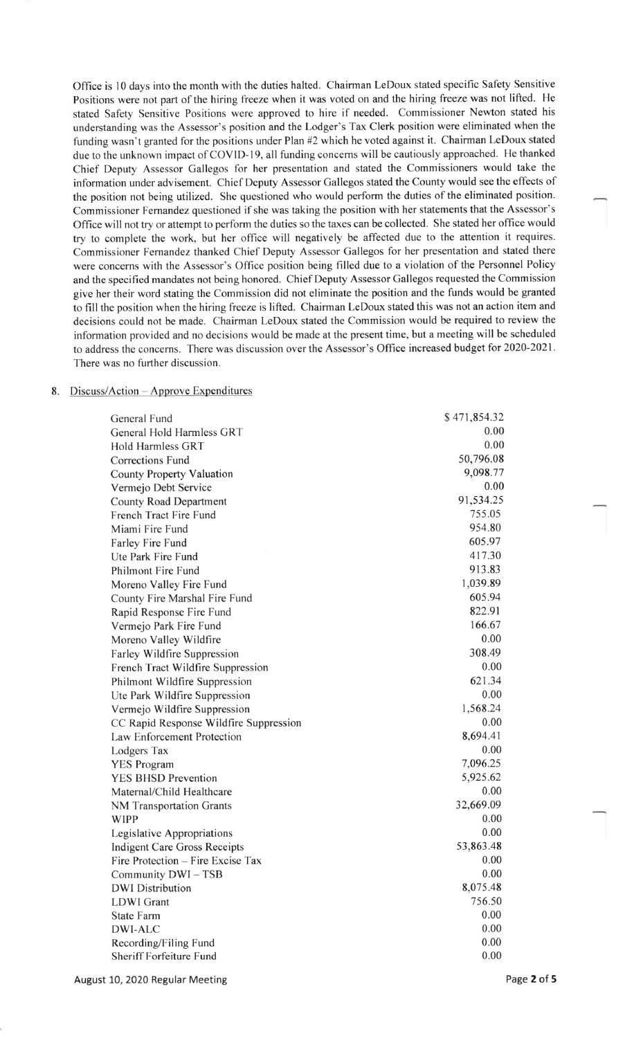Office is 10 days into the month with the duties halted. Chairman LeDoux stated specific Safety Sensitive Positions were not part of the hiring freeze when it was voted on and the hiring freeze was not lifted. He stated Safety Sensitive Positions were approved to hire if needed. Commissioner Newton stated his understanding was the Assessor's position and the Lodger's Tax Clerk position were eliminated when the funding wasn't granted for the positions under Plan #2 which he voted against it. Chairman LeDoux stated due to the unknown impact of COVID-19, all funding concerns will be cautiously approached. He thanked Chief Deputy Assessor Gallegos for her presentation and stated the Commissioners would take the information under advisement. Chief Deputy Assessor Gallegos stated the County would see the effects of the position not being utilized. She questioned who would perform the duties of the eliminated position. Commissioner Fernandez questioned if she was taking the position with her statements that the Assessor's Office will not try or attempt to perform the duties so the taxes can be collected. She stated her office would try to complete the work, but her office will negatively be affected due to the attention it requires. Commissioner Fernandez thanked Chief Deputy Assessor Gallegos for her presentation and stated there were concerns with the Assessor's Office position being filled due to a violation of the Personnel Policy and the specified mandates not being honored. Chief Deputy Assessor Gallegos requested the Commission give her their word stating the Commission did not eliminate the position and the funds would be granted to fill the position when the hiring freeze is lifted. Chairman LeDoux stated this was not an action item and decisions could not be made. Chairman LeDoux stated the Commission would be required to review the information provided and no decisions would be made at the present time, but a meeting will be scheduled to address the concerns. There was discussion over the Assessor's Office increased budget for 2020-2021. There was no further discussion.

8. Discuss/Action – Approve Expenditures

| | |
|---|---|
| General Fund | $ 471,854.32 |
| General Hold Harmless GRT | 0.00 |
| Hold Harmless GRT | 0.00 |
| Corrections Fund | 50,796.08 |
| County Property Valuation | 9,098.77 |
| Vermejo Debt Service | 0.00 |
| County Road Department | 91,534.25 |
| French Tract Fire Fund | 755.05 |
| Miami Fire Fund | 954.80 |
| Farley Fire Fund | 605.97 |
| Ute Park Fire Fund | 417.30 |
| Philmont Fire Fund | 913.83 |
| Moreno Valley Fire Fund | 1,039.89 |
| County Fire Marshal Fire Fund | 605.94 |
| Rapid Response Fire Fund | 822.91 |
| Vermejo Park Fire Fund | 166.67 |
| Moreno Valley Wildfire | 0.00 |
| Farley Wildfire Suppression | 308.49 |
| French Tract Wildfire Suppression | 0.00 |
| Philmont Wildfire Suppression | 621.34 |
| Ute Park Wildfire Suppression | 0.00 |
| Vermejo Wildfire Suppression | 1,568.24 |
| CC Rapid Response Wildfire Suppression | 0.00 |
| Law Enforcement Protection | 8,694.41 |
| Lodgers Tax | 0.00 |
| YES Program | 7,096.25 |
| YES BHSD Prevention | 5,925.62 |
| Maternal/Child Healthcare | 0.00 |
| NM Transportation Grants | 32,669.09 |
| WIPP | 0.00 |
| Legislative Appropriations | 0.00 |
| Indigent Care Gross Receipts | 53,863.48 |
| Fire Protection – Fire Excise Tax | 0.00 |
| Community DWI – TSB | 0.00 |
| DWI Distribution | 8,075.48 |
| LDWI Grant | 756.50 |
| State Farm | 0.00 |
| DWI-ALC | 0.00 |
| Recording/Filing Fund | 0.00 |
| Sheriff Forfeiture Fund | 0.00 |

August 10, 2020 Regular Meeting